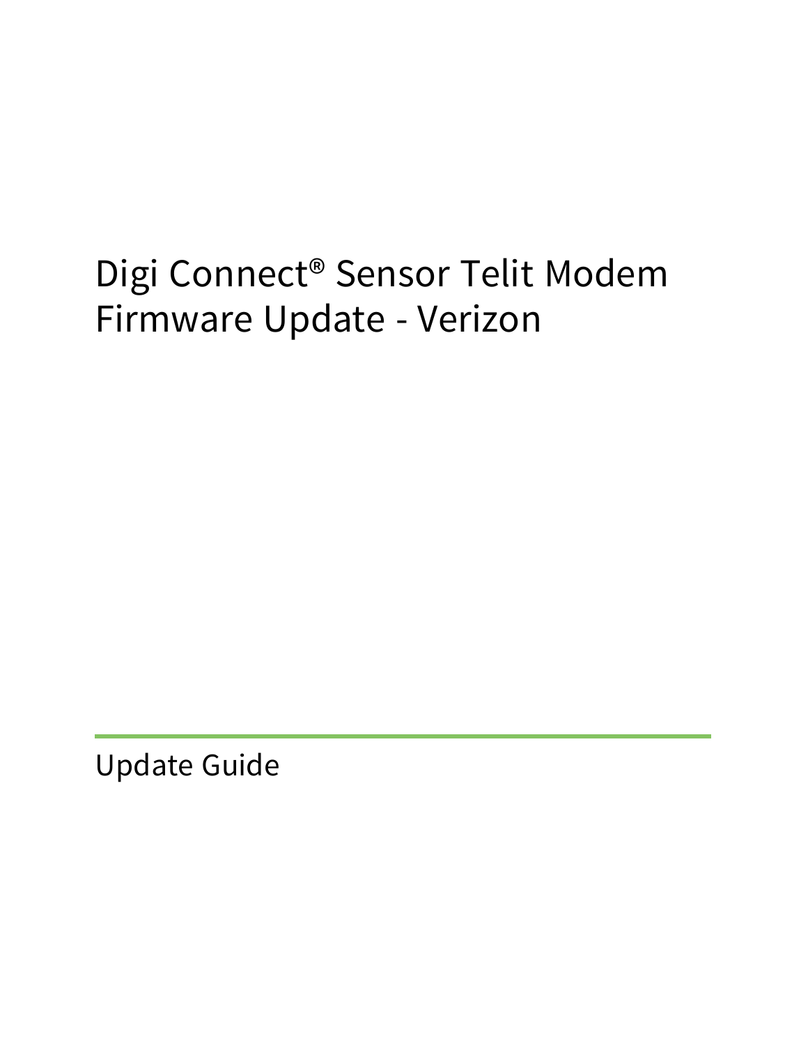# Digi Connect® Sensor Telit Modem Firmware Update - Verizon

Update Guide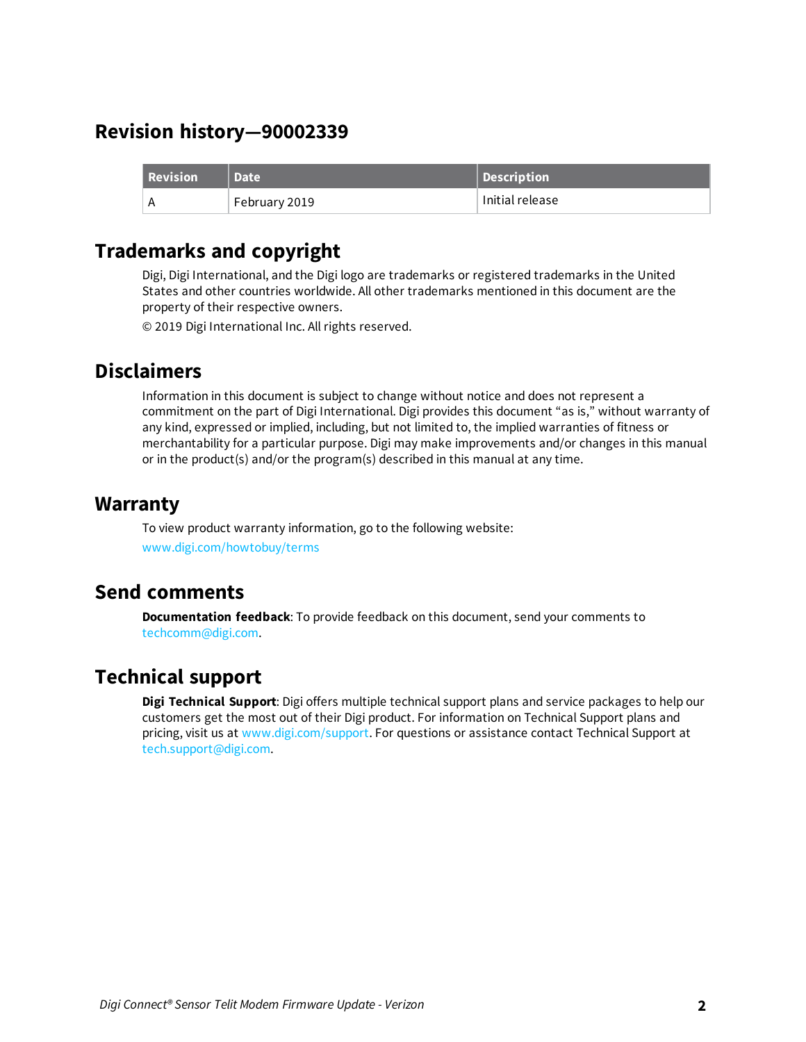# Revision history—90002339

| Revision | Date | Description |
| --- | --- | --- |
| A | February 2019 | Initial release |

# Trademarks and copyright

Digi, Digi International, and the Digi logo are trademarks or registered trademarks in the United States and other countries worldwide. All other trademarks mentioned in this document are the property of their respective owners.

© 2019 Digi International Inc. All rights reserved.

# Disclaimers

Information in this document is subject to change without notice and does not represent a commitment on the part of Digi International. Digi provides this document "as is," without warranty of any kind, expressed or implied, including, but not limited to, the implied warranties of fitness or merchantability for a particular purpose. Digi may make improvements and/or changes in this manual or in the product(s) and/or the program(s) described in this manual at any time.

# Warranty

To view product warranty information, go to the following website:

www.digi.com/howtobuy/terms

# Send comments

**Documentation feedback**: To provide feedback on this document, send your comments to techcomm@digi.com.

# Technical support

**Digi Technical Support**: Digi offers multiple technical support plans and service packages to help our customers get the most out of their Digi product. For information on Technical Support plans and pricing, visit us at www.digi.com/support. For questions or assistance contact Technical Support at tech.support@digi.com.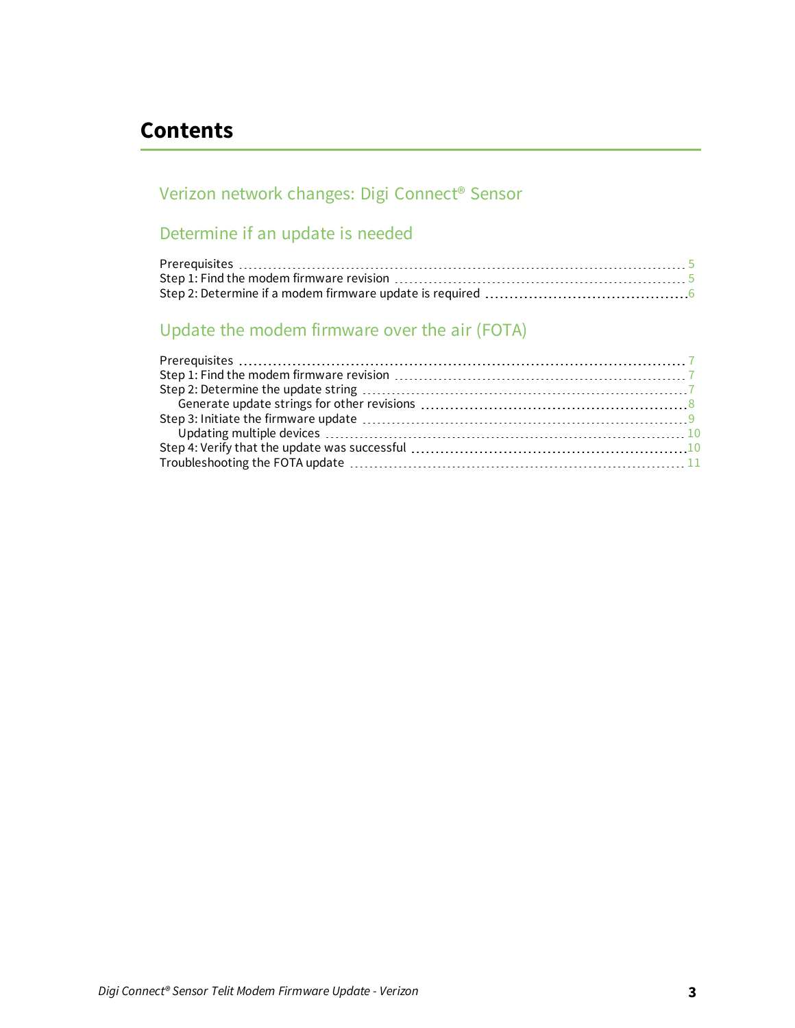# Contents

## Verizon network changes: Digi Connect® Sensor

## Determine if an update is needed

Prerequisites ..... 5
Step 1: Find the modem firmware revision ..... 5
Step 2: Determine if a modem firmware update is required ..... 6

## Update the modem firmware over the air (FOTA)

Prerequisites ..... 7
Step 1: Find the modem firmware revision ..... 7
Step 2: Determine the update string ..... 7
  Generate update strings for other revisions ..... 8
Step 3: Initiate the firmware update ..... 9
  Updating multiple devices ..... 10
Step 4: Verify that the update was successful ..... 10
Troubleshooting the FOTA update ..... 11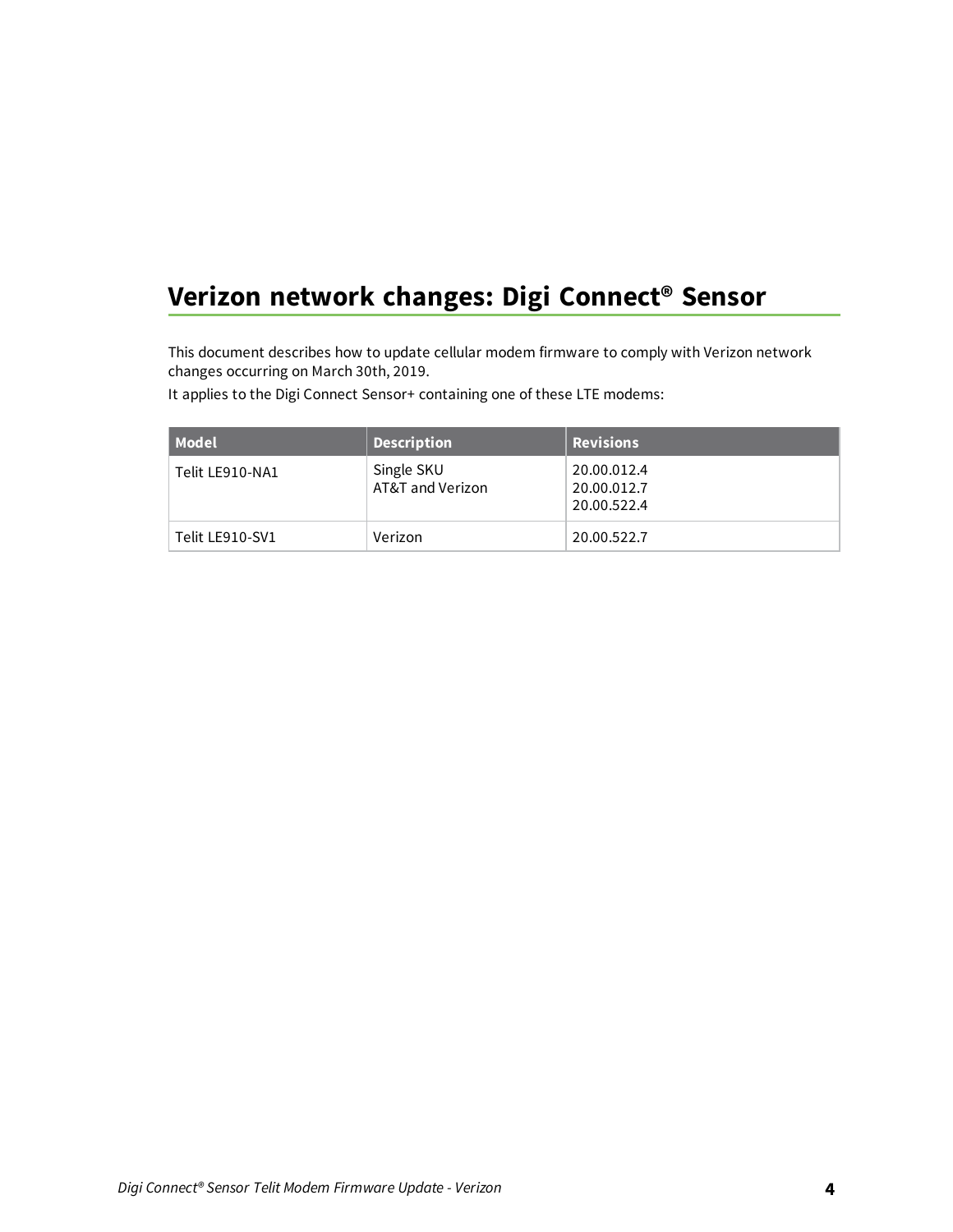# Verizon network changes: Digi Connect® Sensor

This document describes how to update cellular modem firmware to comply with Verizon network changes occurring on March 30th, 2019.

It applies to the Digi Connect Sensor+ containing one of these LTE modems:

| Model | Description | Revisions |
|---|---|---|
| Telit LE910-NA1 | Single SKU<br>AT&T and Verizon | 20.00.012.4<br>20.00.012.7<br>20.00.522.4 |
| Telit LE910-SV1 | Verizon | 20.00.522.7 |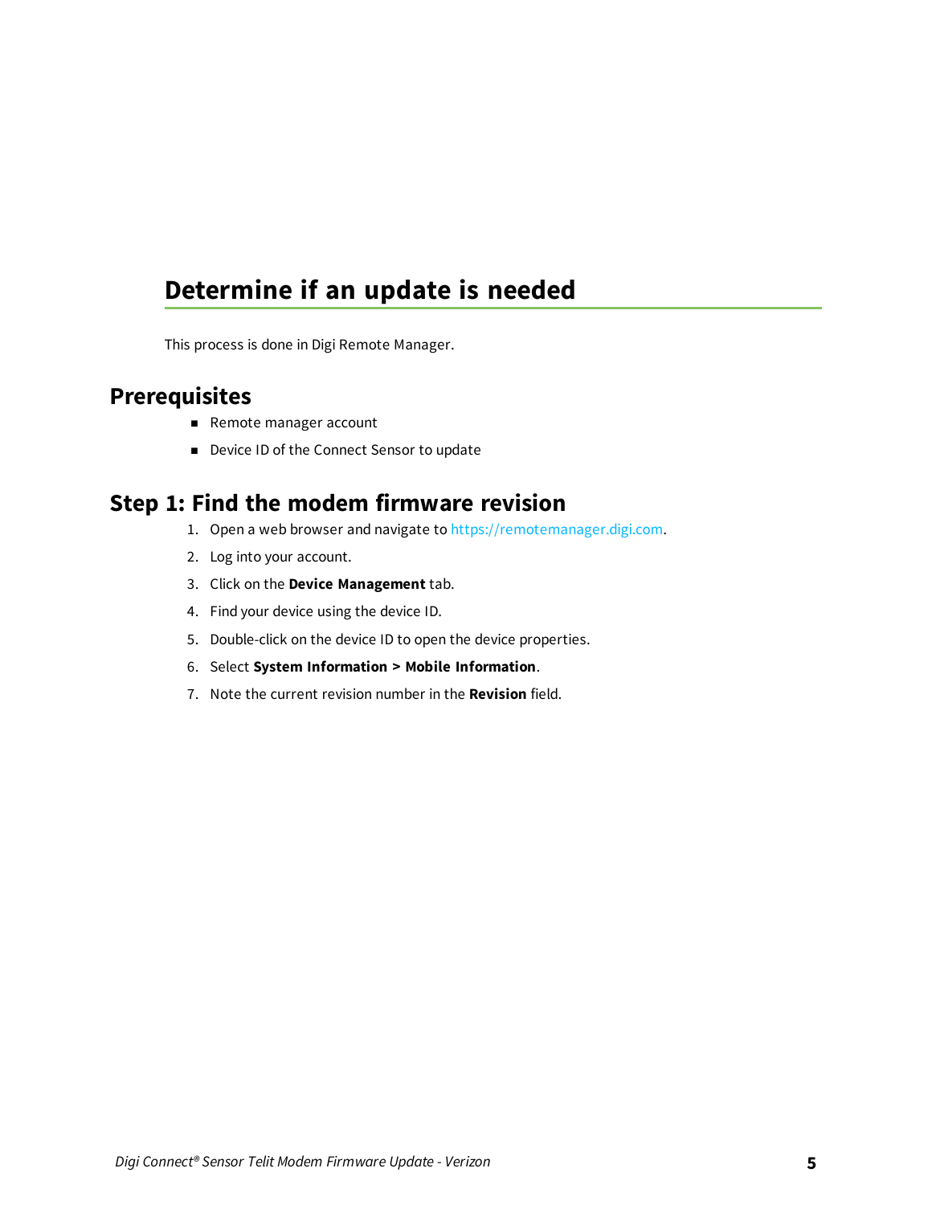# Determine if an update is needed

This process is done in Digi Remote Manager.

## Prerequisites

- Remote manager account
- Device ID of the Connect Sensor to update

## Step 1: Find the modem firmware revision

1. Open a web browser and navigate to https://remotemanager.digi.com.
2. Log into your account.
3. Click on the **Device Management** tab.
4. Find your device using the device ID.
5. Double-click on the device ID to open the device properties.
6. Select **System Information > Mobile Information**.
7. Note the current revision number in the **Revision** field.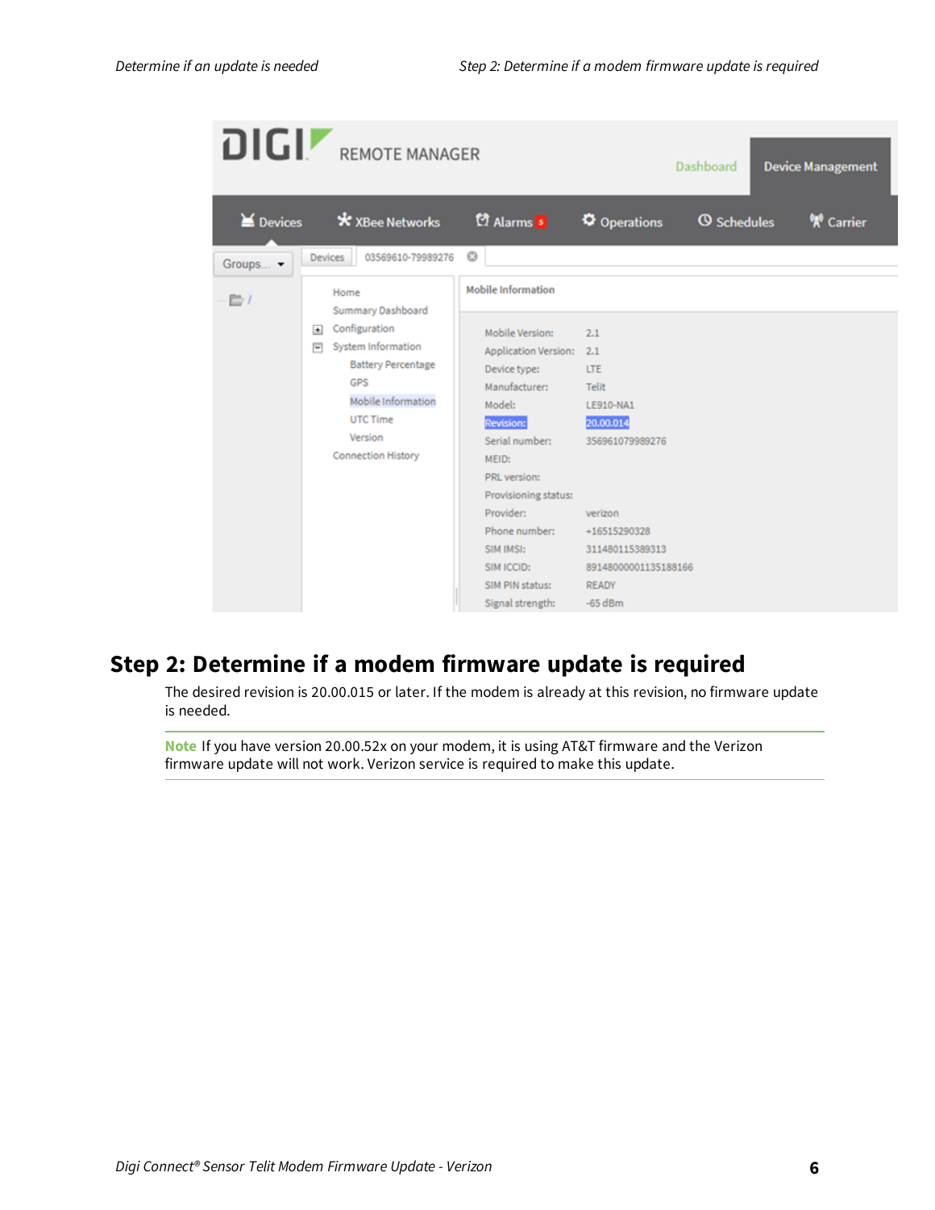## Step 2: Determine if a modem firmware update is required

The desired revision is 20.00.015 or later. If the modem is already at this revision, no firmware update is needed.

**Note** If you have version 20.00.52x on your modem, it is using AT&T firmware and the Verizon firmware update will not work. Verizon service is required to make this update.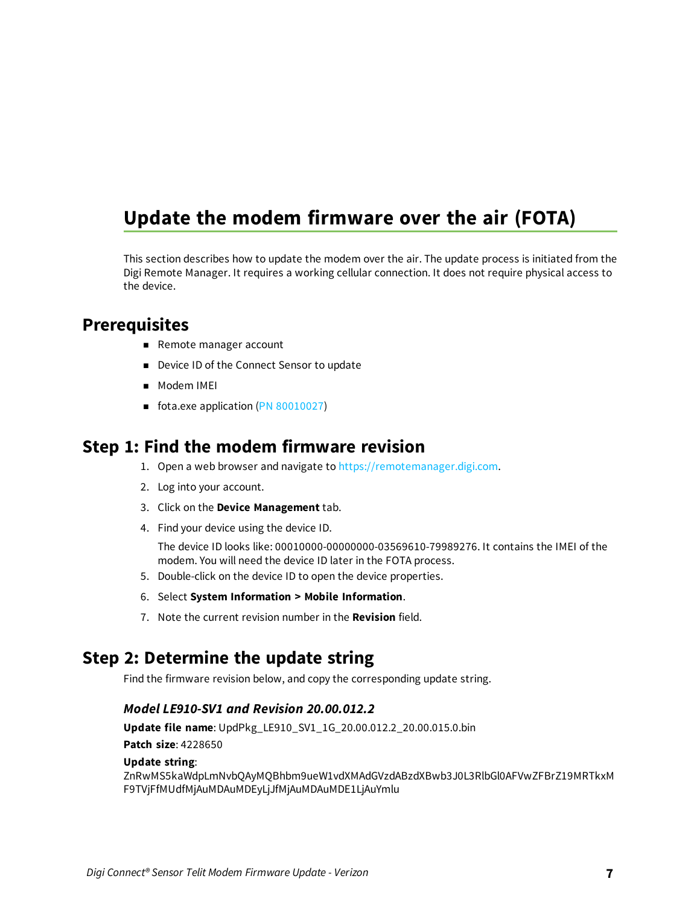# Update the modem firmware over the air (FOTA)

This section describes how to update the modem over the air. The update process is initiated from the Digi Remote Manager. It requires a working cellular connection. It does not require physical access to the device.

## Prerequisites

- Remote manager account
- Device ID of the Connect Sensor to update
- Modem IMEI
- fota.exe application (PN 80010027)

## Step 1: Find the modem firmware revision

1. Open a web browser and navigate to https://remotemanager.digi.com.
2. Log into your account.
3. Click on the **Device Management** tab.
4. Find your device using the device ID.

   The device ID looks like: 00010000-00000000-03569610-79989276. It contains the IMEI of the modem. You will need the device ID later in the FOTA process.
5. Double-click on the device ID to open the device properties.
6. Select **System Information > Mobile Information**.
7. Note the current revision number in the **Revision** field.

## Step 2: Determine the update string

Find the firmware revision below, and copy the corresponding update string.

### *Model LE910-SV1 and Revision 20.00.012.2*

**Update file name**: UpdPkg_LE910_SV1_1G_20.00.012.2_20.00.015.0.bin

**Patch size**: 4228650

**Update string**:
ZnRwMS5kaWdpLmNvbQAyMQBhbm9ueW1vdXMAdGVzdABzdXBwb3J0L3RlbGl0AFVwZFBrZ19MRTkxMF9TVjFfMUdfMjAuMDAuMDEyLjJfMjAuMDAuMDE1LjAuYmlu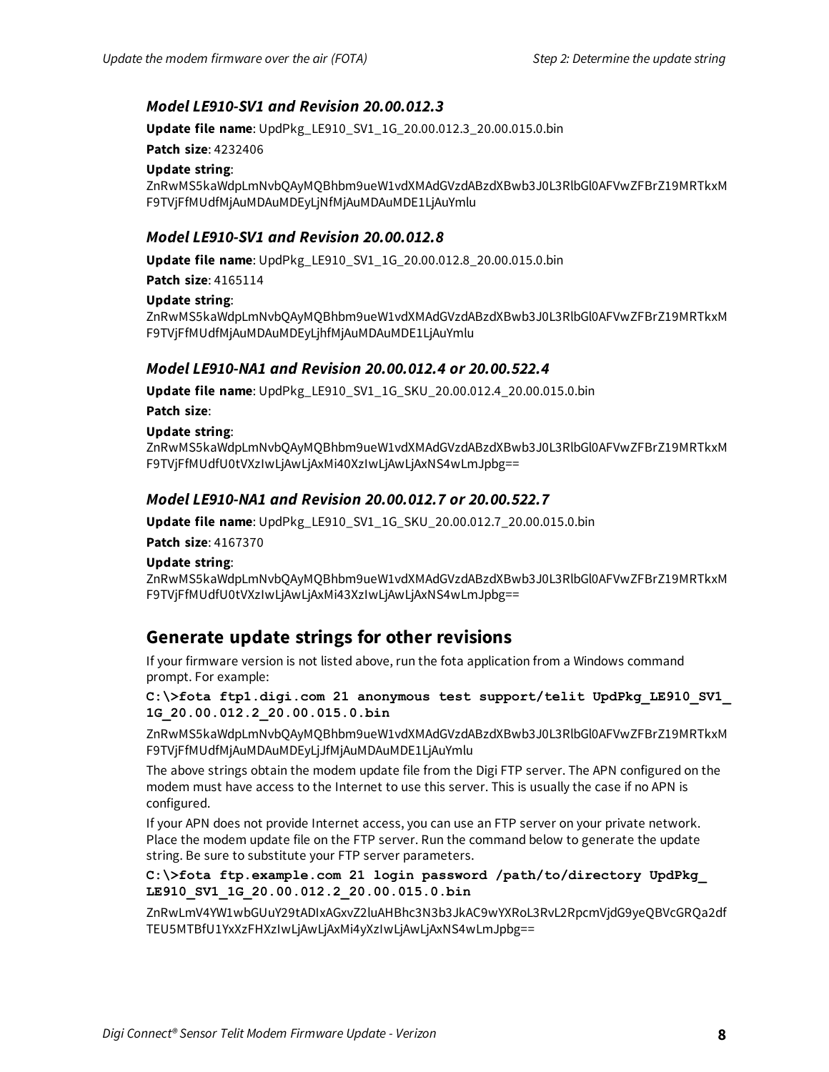### *Model LE910-SV1 and Revision 20.00.012.3*

**Update file name**: UpdPkg_LE910_SV1_1G_20.00.012.3_20.00.015.0.bin

**Patch size**: 4232406

**Update string**:
ZnRwMS5kaWdpLmNvbQAyMQBhbm9ueW1vdXMAdGVzdABzdXBwb3J0L3RlbGl0AFVwZFBrZ19MRTkxMF9TVjFfMUdfMjAuMDAuMDEyLjNfMjAuMDAuMDE1LjAuYmlu

### *Model LE910-SV1 and Revision 20.00.012.8*

**Update file name**: UpdPkg_LE910_SV1_1G_20.00.012.8_20.00.015.0.bin

**Patch size**: 4165114

**Update string**:
ZnRwMS5kaWdpLmNvbQAyMQBhbm9ueW1vdXMAdGVzdABzdXBwb3J0L3RlbGl0AFVwZFBrZ19MRTkxMF9TVjFfMUdfMjAuMDAuMDEyLjhfMjAuMDAuMDE1LjAuYmlu

### *Model LE910-NA1 and Revision 20.00.012.4 or 20.00.522.4*

**Update file name**: UpdPkg_LE910_SV1_1G_SKU_20.00.012.4_20.00.015.0.bin

**Patch size**:

**Update string**:
ZnRwMS5kaWdpLmNvbQAyMQBhbm9ueW1vdXMAdGVzdABzdXBwb3J0L3RlbGl0AFVwZFBrZ19MRTkxMF9TVjFfMUdfU0tVXzIwLjAwLjAxMi40XzIwLjAwLjAxNS4wLmJpbg==

### *Model LE910-NA1 and Revision 20.00.012.7 or 20.00.522.7*

**Update file name**: UpdPkg_LE910_SV1_1G_SKU_20.00.012.7_20.00.015.0.bin

**Patch size**: 4167370

**Update string**:
ZnRwMS5kaWdpLmNvbQAyMQBhbm9ueW1vdXMAdGVzdABzdXBwb3J0L3RlbGl0AFVwZFBrZ19MRTkxMF9TVjFfMUdfU0tVXzIwLjAwLjAxMi43XzIwLjAwLjAxNS4wLmJpbg==

## Generate update strings for other revisions

If your firmware version is not listed above, run the fota application from a Windows command prompt. For example:

```
C:\>fota ftp1.digi.com 21 anonymous test support/telit UpdPkg_LE910_SV1_1G_20.00.012.2_20.00.015.0.bin
```

ZnRwMS5kaWdpLmNvbQAyMQBhbm9ueW1vdXMAdGVzdABzdXBwb3J0L3RlbGl0AFVwZFBrZ19MRTkxMF9TVjFfMUdfMjAuMDAuMDEyLjJfMjAuMDAuMDE1LjAuYmlu

The above strings obtain the modem update file from the Digi FTP server. The APN configured on the modem must have access to the Internet to use this server. This is usually the case if no APN is configured.

If your APN does not provide Internet access, you can use an FTP server on your private network. Place the modem update file on the FTP server. Run the command below to generate the update string. Be sure to substitute your FTP server parameters.

```
C:\>fota ftp.example.com 21 login password /path/to/directory UpdPkg_LE910_SV1_1G_20.00.012.2_20.00.015.0.bin
```

ZnRwLmV4YW1wbGUuY29tADIxAGxvZ2luAHBhc3N3b3JkAC9wYXRoL3RvL2RpcmVjdG9yeQBVcGRQa2dfTEU5MTBfU1YxXzFHXzIwLjAwLjAxMi4yXzIwLjAwLjAxNS4wLmJpbg==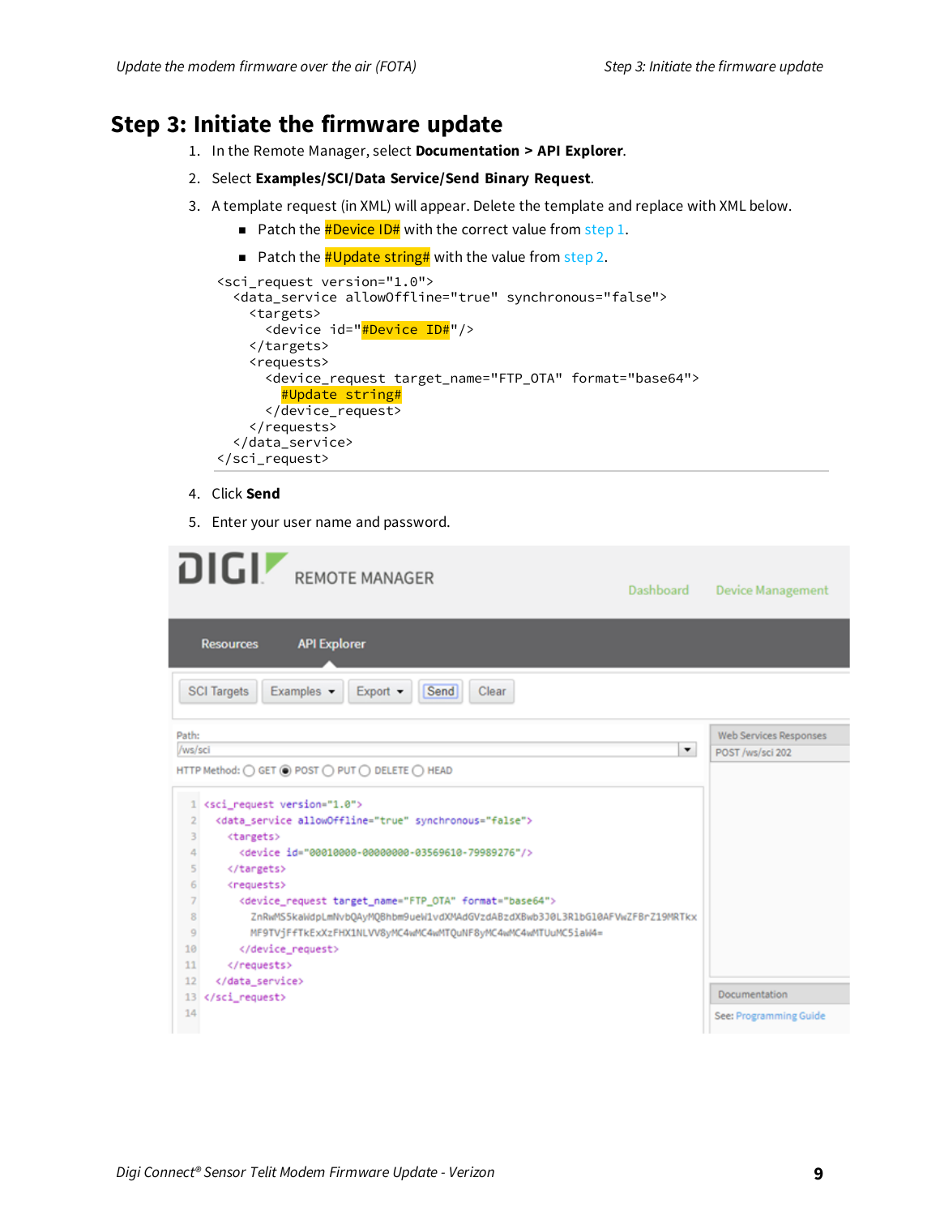## Step 3: Initiate the firmware update

1. In the Remote Manager, select **Documentation > API Explorer**.
2. Select **Examples/SCI/Data Service/Send Binary Request**.
3. A template request (in XML) will appear. Delete the template and replace with XML below.
   - Patch the #Device ID# with the correct value from step 1.
   - Patch the #Update string# with the value from step 2.

```
<sci_request version="1.0">
  <data_service allowOffline="true" synchronous="false">
    <targets>
      <device id="#Device ID#"/>
    </targets>
    <requests>
      <device_request target_name="FTP_OTA" format="base64">
        #Update string#
      </device_request>
    </requests>
  </data_service>
</sci_request>
```

4. Click **Send**
5. Enter your user name and password.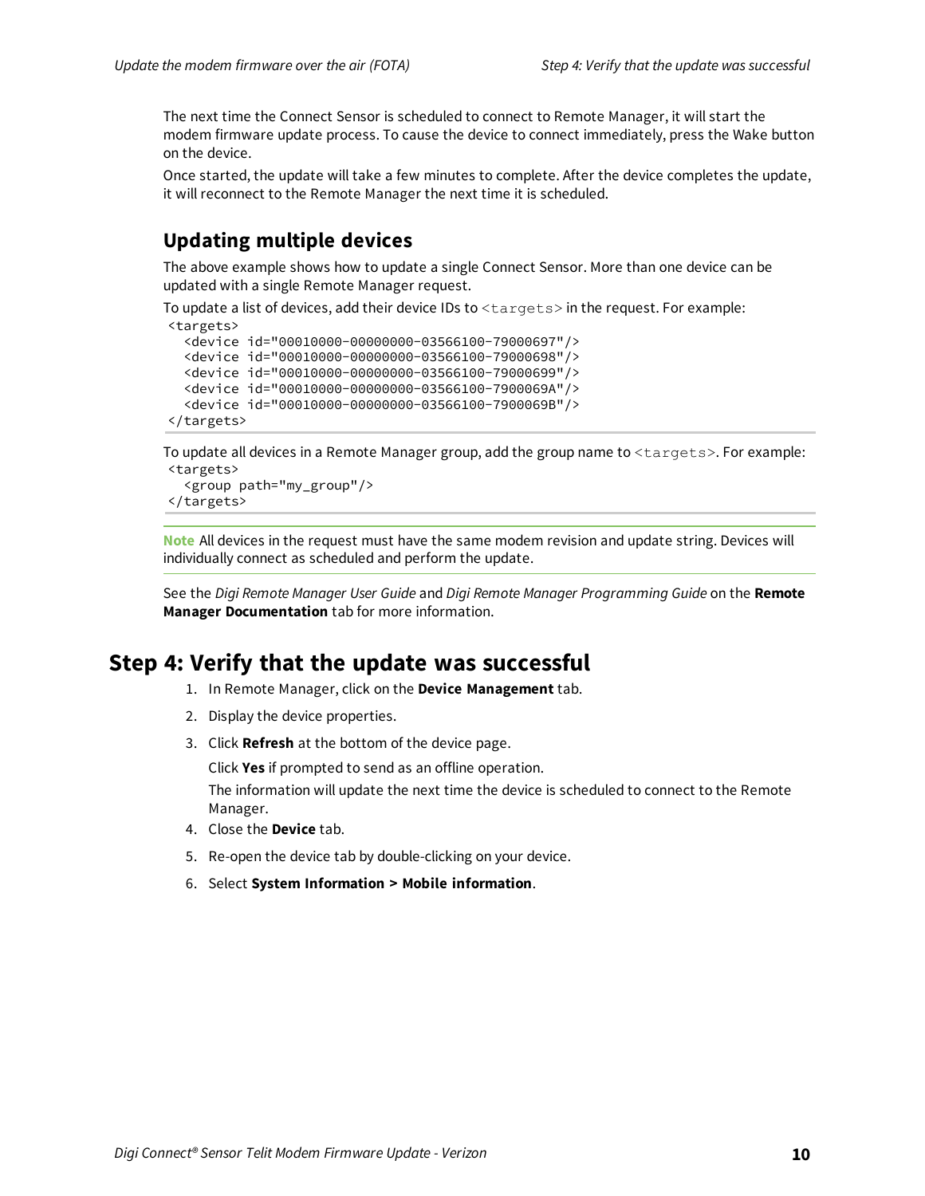The next time the Connect Sensor is scheduled to connect to Remote Manager, it will start the modem firmware update process. To cause the device to connect immediately, press the Wake button on the device.

Once started, the update will take a few minutes to complete. After the device completes the update, it will reconnect to the Remote Manager the next time it is scheduled.

### Updating multiple devices

The above example shows how to update a single Connect Sensor. More than one device can be updated with a single Remote Manager request.

To update a list of devices, add their device IDs to `<targets>` in the request. For example:

```
<targets>
  <device id="00010000-00000000-03566100-79000697"/>
  <device id="00010000-00000000-03566100-79000698"/>
  <device id="00010000-00000000-03566100-79000699"/>
  <device id="00010000-00000000-03566100-7900069A"/>
  <device id="00010000-00000000-03566100-7900069B"/>
</targets>
```

To update all devices in a Remote Manager group, add the group name to `<targets>`. For example:

```
<targets>
  <group path="my_group"/>
</targets>
```

**Note** All devices in the request must have the same modem revision and update string. Devices will individually connect as scheduled and perform the update.

See the *Digi Remote Manager User Guide* and *Digi Remote Manager Programming Guide* on the **Remote Manager Documentation** tab for more information.

## Step 4: Verify that the update was successful

1. In Remote Manager, click on the **Device Management** tab.
2. Display the device properties.
3. Click **Refresh** at the bottom of the device page.

   Click **Yes** if prompted to send as an offline operation.

   The information will update the next time the device is scheduled to connect to the Remote Manager.
4. Close the **Device** tab.
5. Re-open the device tab by double-clicking on your device.
6. Select **System Information > Mobile information**.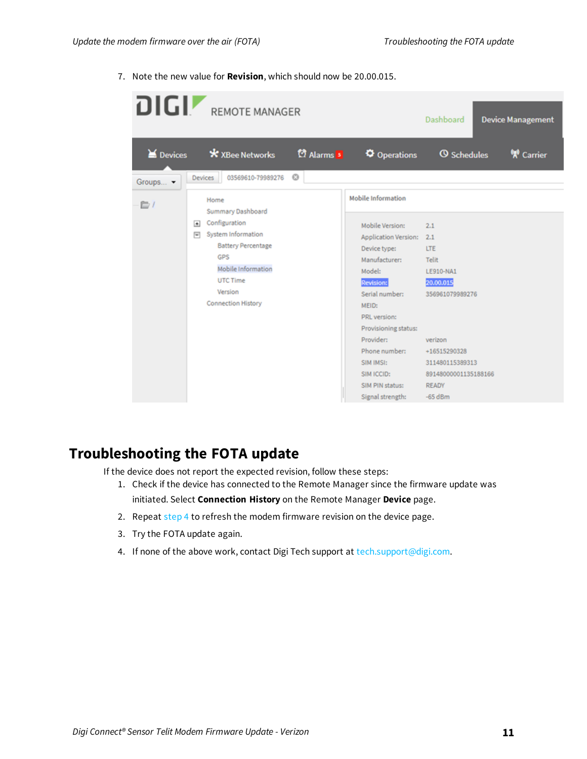7. Note the new value for **Revision**, which should now be 20.00.015.

## Troubleshooting the FOTA update

If the device does not report the expected revision, follow these steps:

1. Check if the device has connected to the Remote Manager since the firmware update was initiated. Select **Connection History** on the Remote Manager **Device** page.
2. Repeat step 4 to refresh the modem firmware revision on the device page.
3. Try the FOTA update again.
4. If none of the above work, contact Digi Tech support at tech.support@digi.com.